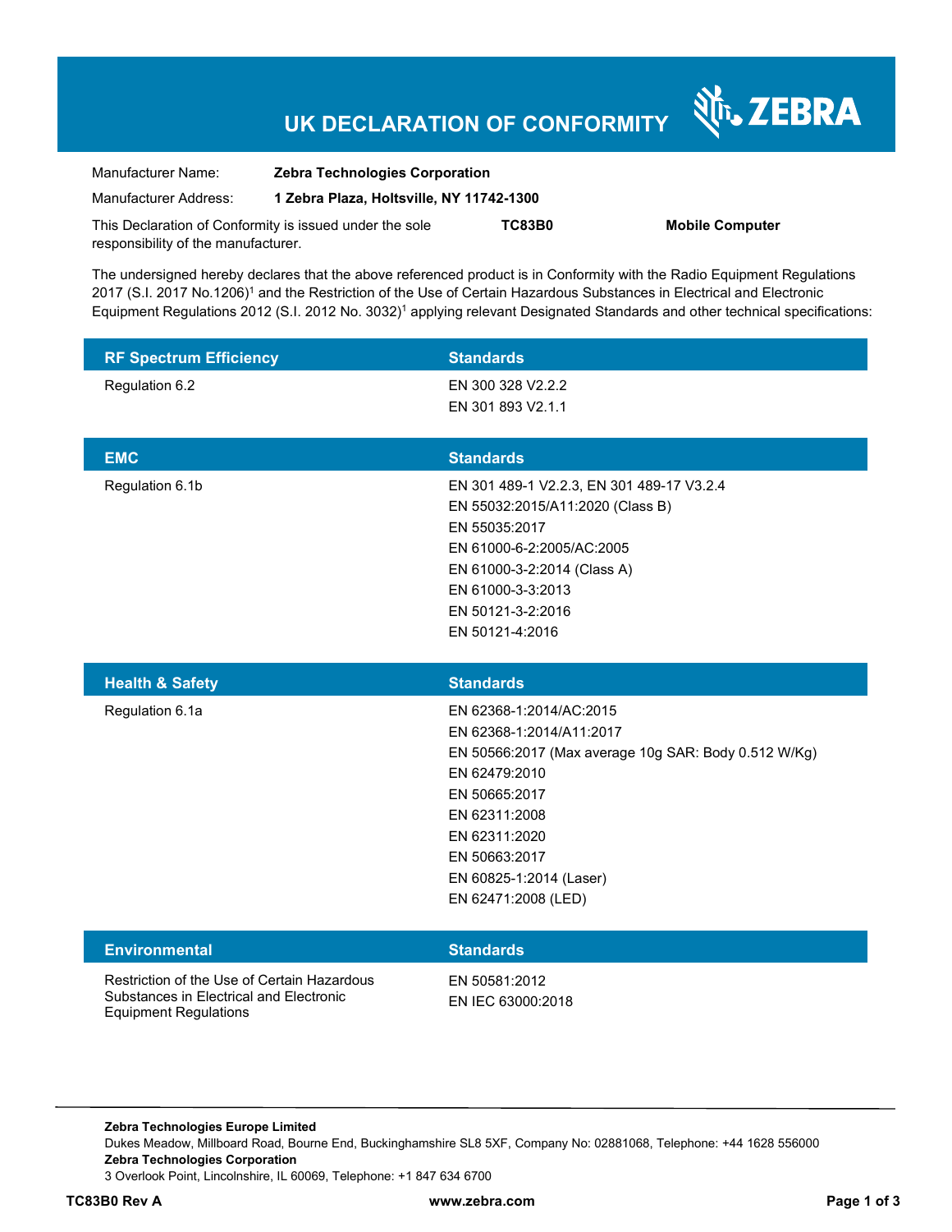# UK DECLARATION OF CONFORMITY

ZEBRA

| | |
|---|---|
| Manufacturer Name: | **Zebra Technologies Corporation** |
| Manufacturer Address: | **1 Zebra Plaza, Holtsville, NY 11742-1300** |

This Declaration of Conformity is issued under the sole responsibility of the manufacturer. **TC83B0** **Mobile Computer**

The undersigned hereby declares that the above referenced product is in Conformity with the Radio Equipment Regulations 2017 (S.I. 2017 No.1206)[1] and the Restriction of the Use of Certain Hazardous Substances in Electrical and Electronic Equipment Regulations 2012 (S.I. 2012 No. 3032)[1] applying relevant Designated Standards and other technical specifications:

| RF Spectrum Efficiency | Standards |
|---|---|
| Regulation 6.2 | EN 300 328 V2.2.2<br>EN 301 893 V2.1.1 |

| EMC | Standards |
|---|---|
| Regulation 6.1b | EN 301 489-1 V2.2.3, EN 301 489-17 V3.2.4<br>EN 55032:2015/A11:2020 (Class B)<br>EN 55035:2017<br>EN 61000-6-2:2005/AC:2005<br>EN 61000-3-2:2014 (Class A)<br>EN 61000-3-3:2013<br>EN 50121-3-2:2016<br>EN 50121-4:2016 |

| Health & Safety | Standards |
|---|---|
| Regulation 6.1a | EN 62368-1:2014/AC:2015<br>EN 62368-1:2014/A11:2017<br>EN 50566:2017 (Max average 10g SAR: Body 0.512 W/Kg)<br>EN 62479:2010<br>EN 50665:2017<br>EN 62311:2008<br>EN 62311:2020<br>EN 50663:2017<br>EN 60825-1:2014 (Laser)<br>EN 62471:2008 (LED) |

| Environmental | Standards |
|---|---|
| Restriction of the Use of Certain Hazardous Substances in Electrical and Electronic Equipment Regulations | EN 50581:2012<br>EN IEC 63000:2018 |

**Zebra Technologies Europe Limited**
Dukes Meadow, Millboard Road, Bourne End, Buckinghamshire SL8 5XF, Company No: 02881068, Telephone: +44 1628 556000
**Zebra Technologies Corporation**
3 Overlook Point, Lincolnshire, IL 60069, Telephone: +1 847 634 6700

**TC83B0 Rev A** **www.zebra.com**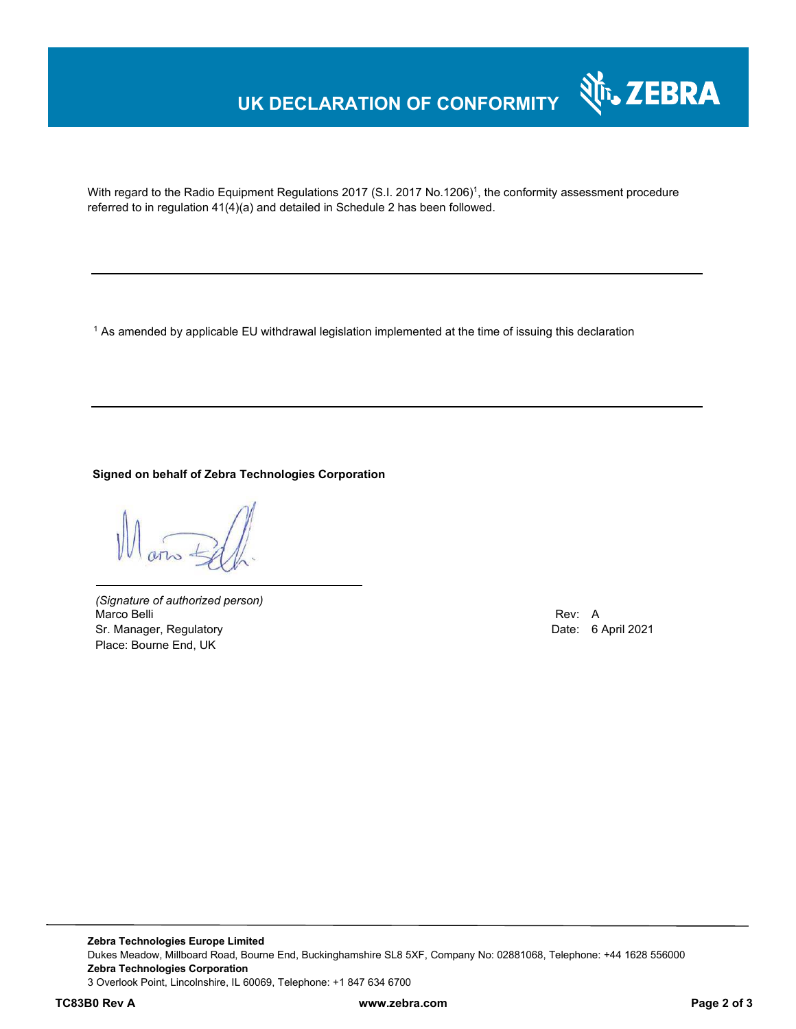# UK DECLARATION OF CONFORMITY

With regard to the Radio Equipment Regulations 2017 (S.I. 2017 No.1206)[1], the conformity assessment procedure referred to in regulation 41(4)(a) and detailed in Schedule 2 has been followed.

---

[1] As amended by applicable EU withdrawal legislation implemented at the time of issuing this declaration

---

**Signed on behalf of Zebra Technologies Corporation**

*(Signature of authorized person)*
Marco Belli
Sr. Manager, Regulatory
Place: Bourne End, UK

Rev: A
Date: 6 April 2021

**Zebra Technologies Europe Limited**
Dukes Meadow, Millboard Road, Bourne End, Buckinghamshire SL8 5XF, Company No: 02881068, Telephone: +44 1628 556000
**Zebra Technologies Corporation**
3 Overlook Point, Lincolnshire, IL 60069, Telephone: +1 847 634 6700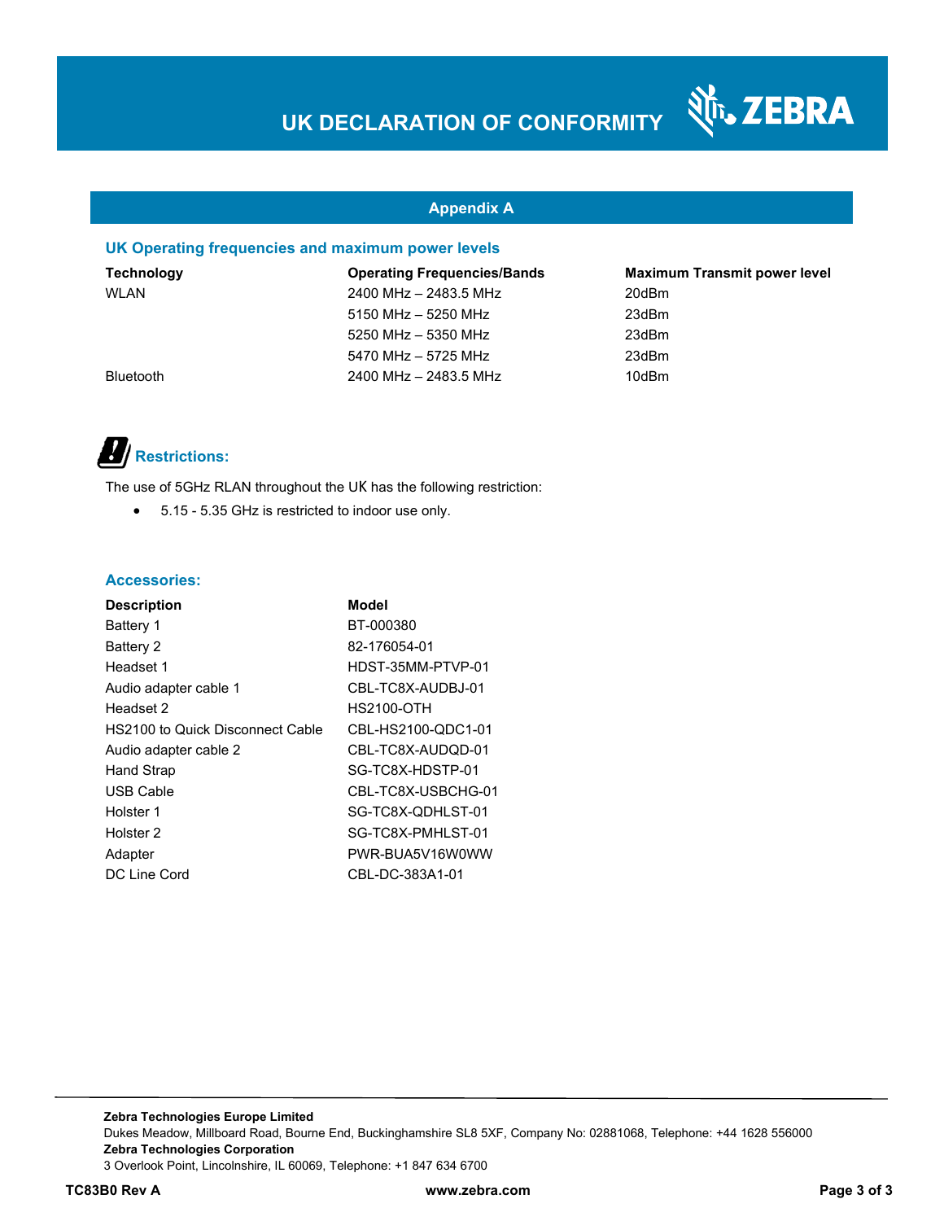# UK DECLARATION OF CONFORMITY

## Appendix A

### UK Operating frequencies and maximum power levels

| Technology | Operating Frequencies/Bands | Maximum Transmit power level |
|---|---|---|
| WLAN | 2400 MHz – 2483.5 MHz | 20dBm |
| | 5150 MHz – 5250 MHz | 23dBm |
| | 5250 MHz – 5350 MHz | 23dBm |
| | 5470 MHz – 5725 MHz | 23dBm |
| Bluetooth | 2400 MHz – 2483.5 MHz | 10dBm |

### Restrictions:

The use of 5GHz RLAN throughout the UK has the following restriction:

- 5.15 - 5.35 GHz is restricted to indoor use only.

### Accessories:

| Description | Model |
|---|---|
| Battery 1 | BT-000380 |
| Battery 2 | 82-176054-01 |
| Headset 1 | HDST-35MM-PTVP-01 |
| Audio adapter cable 1 | CBL-TC8X-AUDBJ-01 |
| Headset 2 | HS2100-OTH |
| HS2100 to Quick Disconnect Cable | CBL-HS2100-QDC1-01 |
| Audio adapter cable 2 | CBL-TC8X-AUDQD-01 |
| Hand Strap | SG-TC8X-HDSTP-01 |
| USB Cable | CBL-TC8X-USBCHG-01 |
| Holster 1 | SG-TC8X-QDHLST-01 |
| Holster 2 | SG-TC8X-PMHLST-01 |
| Adapter | PWR-BUA5V16W0WW |
| DC Line Cord | CBL-DC-383A1-01 |

**Zebra Technologies Europe Limited**
Dukes Meadow, Millboard Road, Bourne End, Buckinghamshire SL8 5XF, Company No: 02881068, Telephone: +44 1628 556000
**Zebra Technologies Corporation**
3 Overlook Point, Lincolnshire, IL 60069, Telephone: +1 847 634 6700

**TC83B0 Rev A** **www.zebra.com**